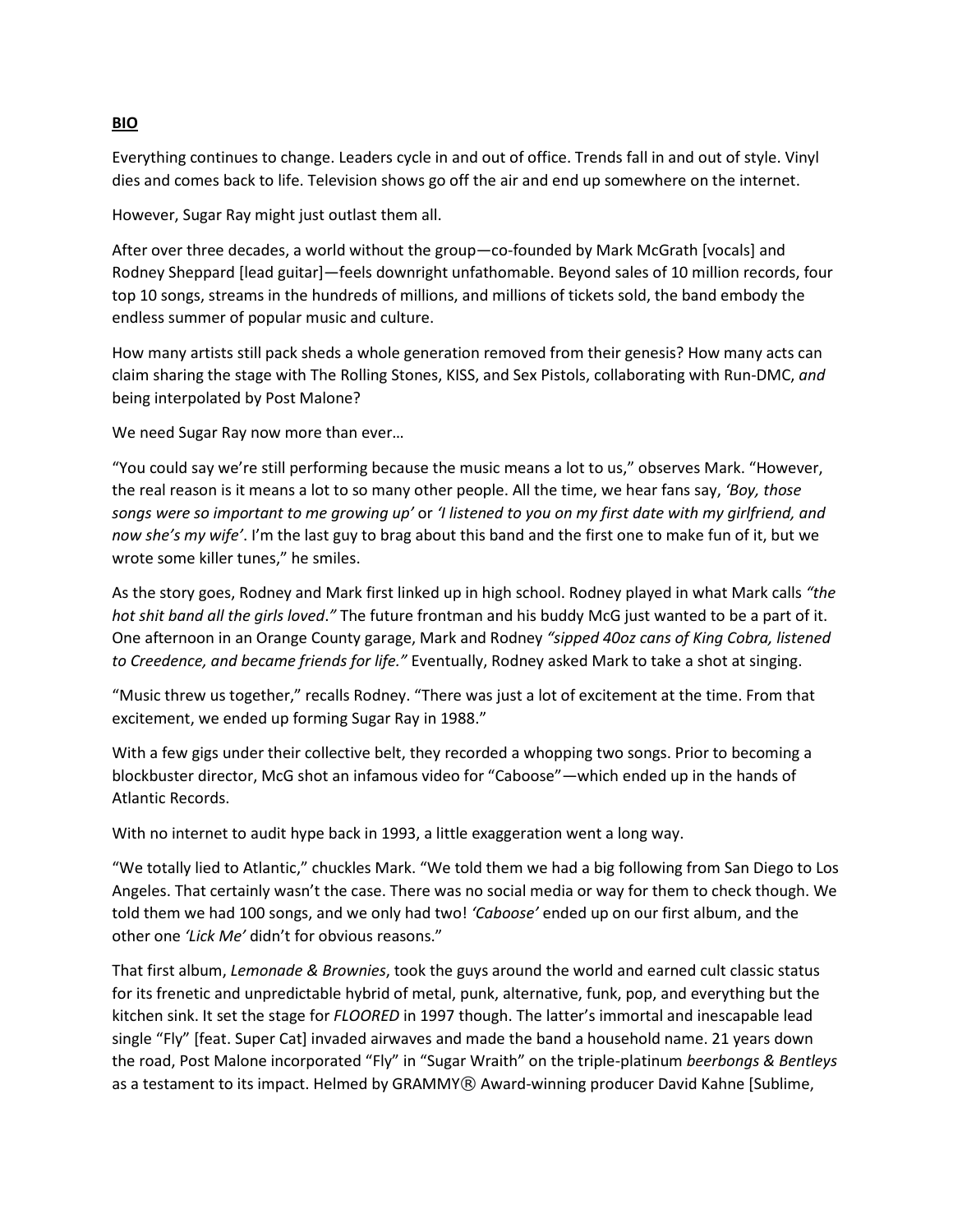**BIO**

Everything continues to change. Leaders cycle in and out of office. Trends fall in and out of style. Vinyl dies and comes back to life. Television shows go off the air and end up somewhere on the internet.

However, Sugar Ray might just outlast them all.

After over three decades, a world without the group—co-founded by Mark McGrath [vocals] and Rodney Sheppard [lead guitar]—feels downright unfathomable. Beyond sales of 10 million records, four top 10 songs, streams in the hundreds of millions, and millions of tickets sold, the band embody the endless summer of popular music and culture.

How many artists still pack sheds a whole generation removed from their genesis? How many acts can claim sharing the stage with The Rolling Stones, KISS, and Sex Pistols, collaborating with Run-DMC, *and* being interpolated by Post Malone?

We need Sugar Ray now more than ever…

"You could say we're still performing because the music means a lot to us," observes Mark. "However, the real reason is it means a lot to so many other people. All the time, we hear fans say, *'Boy, those songs were so important to me growing up'* or *'I listened to you on my first date with my girlfriend, and now she's my wife'*. I'm the last guy to brag about this band and the first one to make fun of it, but we wrote some killer tunes," he smiles.

As the story goes, Rodney and Mark first linked up in high school. Rodney played in what Mark calls *"the hot shit band all the girls loved*.*"* The future frontman and his buddy McG just wanted to be a part of it. One afternoon in an Orange County garage, Mark and Rodney *"sipped 40oz cans of King Cobra, listened to Creedence, and became friends for life."* Eventually, Rodney asked Mark to take a shot at singing.

"Music threw us together," recalls Rodney. "There was just a lot of excitement at the time. From that excitement, we ended up forming Sugar Ray in 1988."

With a few gigs under their collective belt, they recorded a whopping two songs. Prior to becoming a blockbuster director, McG shot an infamous video for "Caboose"—which ended up in the hands of Atlantic Records.

With no internet to audit hype back in 1993, a little exaggeration went a long way.

"We totally lied to Atlantic," chuckles Mark. "We told them we had a big following from San Diego to Los Angeles. That certainly wasn't the case. There was no social media or way for them to check though. We told them we had 100 songs, and we only had two! *'Caboose'* ended up on our first album, and the other one *'Lick Me'* didn't for obvious reasons."

That first album, *Lemonade & Brownies*, took the guys around the world and earned cult classic status for its frenetic and unpredictable hybrid of metal, punk, alternative, funk, pop, and everything but the kitchen sink. It set the stage for *FLOORED* in 1997 though. The latter's immortal and inescapable lead single "Fly" [feat. Super Cat] invaded airwaves and made the band a household name. 21 years down the road, Post Malone incorporated "Fly" in "Sugar Wraith" on the triple-platinum *beerbongs & Bentleys* as a testament to its impact. Helmed by GRAMMY® Award-winning producer David Kahne [Sublime,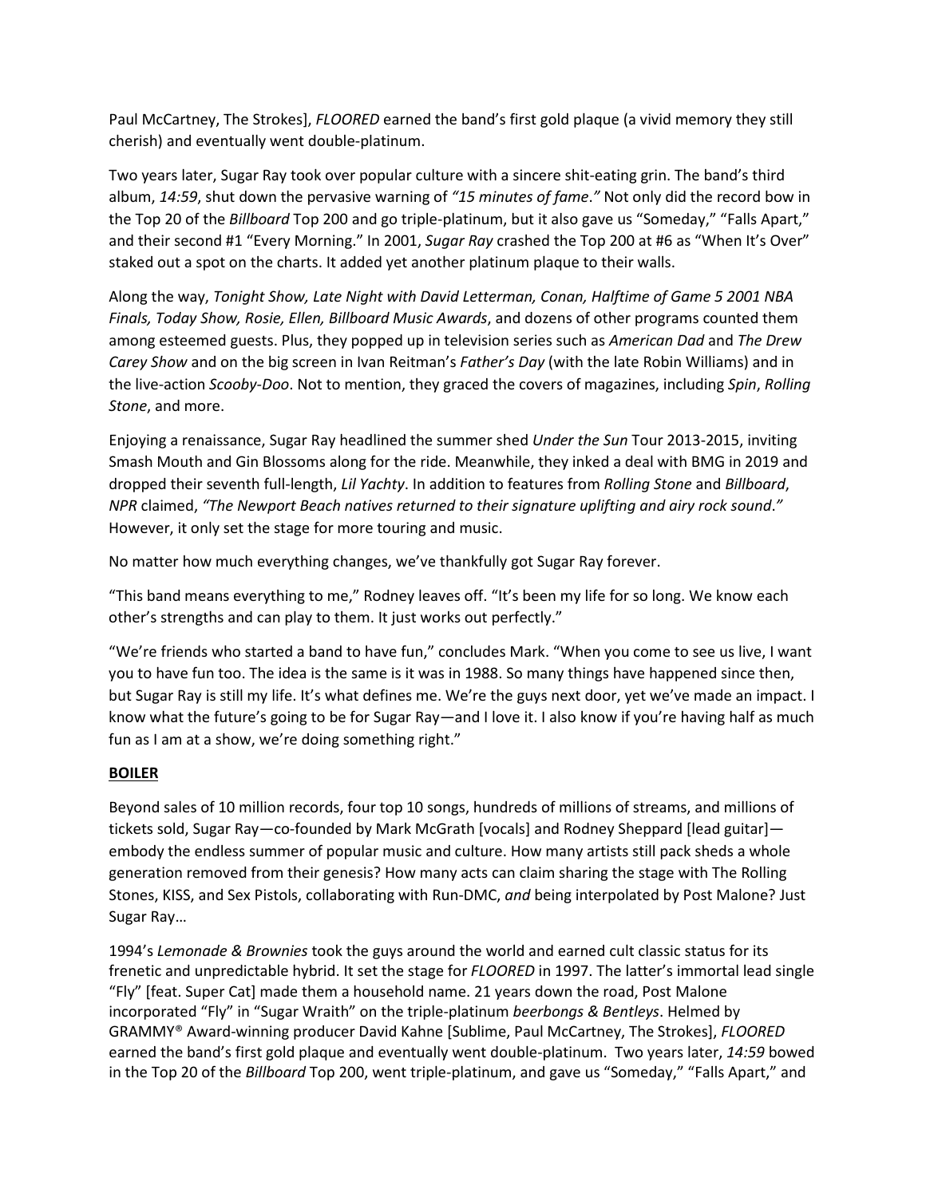Paul McCartney, The Strokes], *FLOORED* earned the band's first gold plaque (a vivid memory they still cherish) and eventually went double-platinum.

Two years later, Sugar Ray took over popular culture with a sincere shit-eating grin. The band's third album, *14:59*, shut down the pervasive warning of *"15 minutes of fame*.*"* Not only did the record bow in the Top 20 of the *Billboard* Top 200 and go triple-platinum, but it also gave us "Someday," "Falls Apart," and their second #1 "Every Morning." In 2001, *Sugar Ray* crashed the Top 200 at #6 as "When It's Over" staked out a spot on the charts. It added yet another platinum plaque to their walls.

Along the way, *Tonight Show, Late Night with David Letterman, Conan, Halftime of Game 5 2001 NBA Finals, Today Show, Rosie, Ellen, Billboard Music Awards*, and dozens of other programs counted them among esteemed guests. Plus, they popped up in television series such as *American Dad* and *The Drew Carey Show* and on the big screen in Ivan Reitman's *Father's Day* (with the late Robin Williams) and in the live-action *Scooby-Doo*. Not to mention, they graced the covers of magazines, including *Spin*, *Rolling Stone*, and more.

Enjoying a renaissance, Sugar Ray headlined the summer shed *Under the Sun* Tour 2013-2015, inviting Smash Mouth and Gin Blossoms along for the ride. Meanwhile, they inked a deal with BMG in 2019 and dropped their seventh full-length, *Lil Yachty*. In addition to features from *Rolling Stone* and *Billboard*, *NPR* claimed, *"The Newport Beach natives returned to their signature uplifting and airy rock sound*.*"* However, it only set the stage for more touring and music.

No matter how much everything changes, we've thankfully got Sugar Ray forever.

"This band means everything to me," Rodney leaves off. "It's been my life for so long. We know each other's strengths and can play to them. It just works out perfectly."

"We're friends who started a band to have fun," concludes Mark. "When you come to see us live, I want you to have fun too. The idea is the same is it was in 1988. So many things have happened since then, but Sugar Ray is still my life. It's what defines me. We're the guys next door, yet we've made an impact. I know what the future's going to be for Sugar Ray—and I love it. I also know if you're having half as much fun as I am at a show, we're doing something right."

**BOILER**

Beyond sales of 10 million records, four top 10 songs, hundreds of millions of streams, and millions of tickets sold, Sugar Ray—co-founded by Mark McGrath [vocals] and Rodney Sheppard [lead guitar]—embody the endless summer of popular music and culture. How many artists still pack sheds a whole generation removed from their genesis? How many acts can claim sharing the stage with The Rolling Stones, KISS, and Sex Pistols, collaborating with Run-DMC, *and* being interpolated by Post Malone? Just Sugar Ray…

1994's *Lemonade & Brownies* took the guys around the world and earned cult classic status for its frenetic and unpredictable hybrid. It set the stage for *FLOORED* in 1997. The latter's immortal lead single "Fly" [feat. Super Cat] made them a household name. 21 years down the road, Post Malone incorporated "Fly" in "Sugar Wraith" on the triple-platinum *beerbongs & Bentleys*. Helmed by GRAMMY® Award-winning producer David Kahne [Sublime, Paul McCartney, The Strokes], *FLOORED* earned the band's first gold plaque and eventually went double-platinum. Two years later, *14:59* bowed in the Top 20 of the *Billboard* Top 200, went triple-platinum, and gave us "Someday," "Falls Apart," and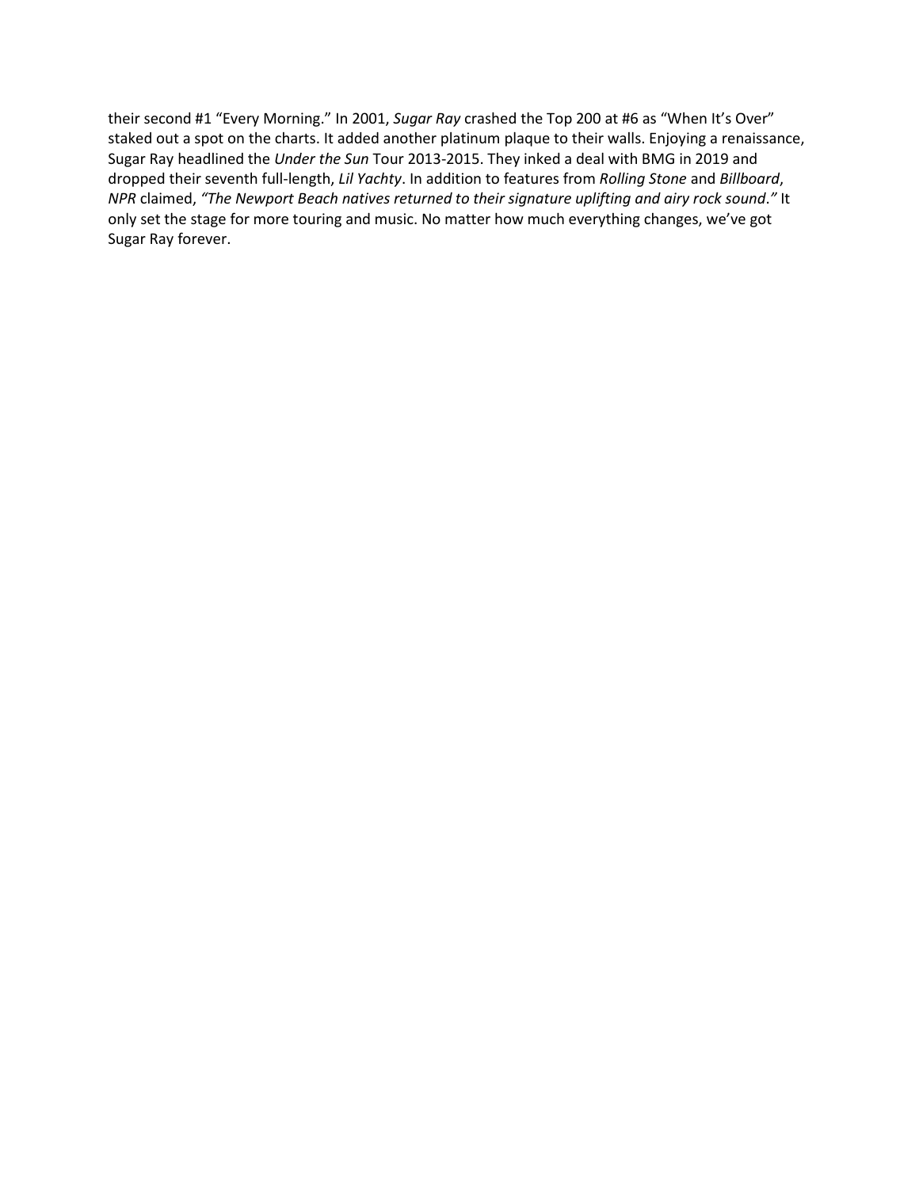their second #1 "Every Morning." In 2001, *Sugar Ray* crashed the Top 200 at #6 as "When It's Over" staked out a spot on the charts. It added another platinum plaque to their walls. Enjoying a renaissance, Sugar Ray headlined the *Under the Sun* Tour 2013-2015. They inked a deal with BMG in 2019 and dropped their seventh full-length, *Lil Yachty*. In addition to features from *Rolling Stone* and *Billboard*, *NPR* claimed, *"The Newport Beach natives returned to their signature uplifting and airy rock sound."* It only set the stage for more touring and music. No matter how much everything changes, we've got Sugar Ray forever.